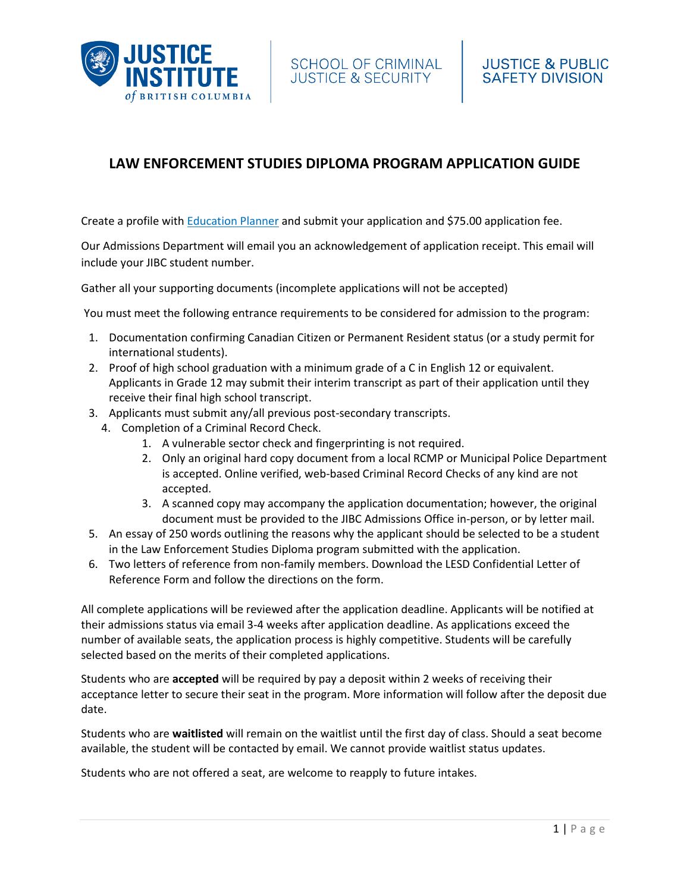JUSTICE INSTITUTE of BRITISH COLUMBIA | SCHOOL OF CRIMINAL JUSTICE & SECURITY | JUSTICE & PUBLIC SAFETY DIVISION

# LAW ENFORCEMENT STUDIES DIPLOMA PROGRAM APPLICATION GUIDE

Create a profile with Education Planner and submit your application and $75.00 application fee.

Our Admissions Department will email you an acknowledgement of application receipt. This email will include your JIBC student number.

Gather all your supporting documents (incomplete applications will not be accepted)

You must meet the following entrance requirements to be considered for admission to the program:

1. Documentation confirming Canadian Citizen or Permanent Resident status (or a study permit for international students).
2. Proof of high school graduation with a minimum grade of a C in English 12 or equivalent. Applicants in Grade 12 may submit their interim transcript as part of their application until they receive their final high school transcript.
3. Applicants must submit any/all previous post-secondary transcripts.
4. Completion of a Criminal Record Check.
    1. A vulnerable sector check and fingerprinting is not required.
    2. Only an original hard copy document from a local RCMP or Municipal Police Department is accepted. Online verified, web-based Criminal Record Checks of any kind are not accepted.
    3. A scanned copy may accompany the application documentation; however, the original document must be provided to the JIBC Admissions Office in-person, or by letter mail.
5. An essay of 250 words outlining the reasons why the applicant should be selected to be a student in the Law Enforcement Studies Diploma program submitted with the application.
6. Two letters of reference from non-family members. Download the LESD Confidential Letter of Reference Form and follow the directions on the form.

All complete applications will be reviewed after the application deadline. Applicants will be notified at their admissions status via email 3-4 weeks after application deadline. As applications exceed the number of available seats, the application process is highly competitive. Students will be carefully selected based on the merits of their completed applications.

Students who are **accepted** will be required by pay a deposit within 2 weeks of receiving their acceptance letter to secure their seat in the program. More information will follow after the deposit due date.

Students who are **waitlisted** will remain on the waitlist until the first day of class. Should a seat become available, the student will be contacted by email. We cannot provide waitlist status updates.

Students who are not offered a seat, are welcome to reapply to future intakes.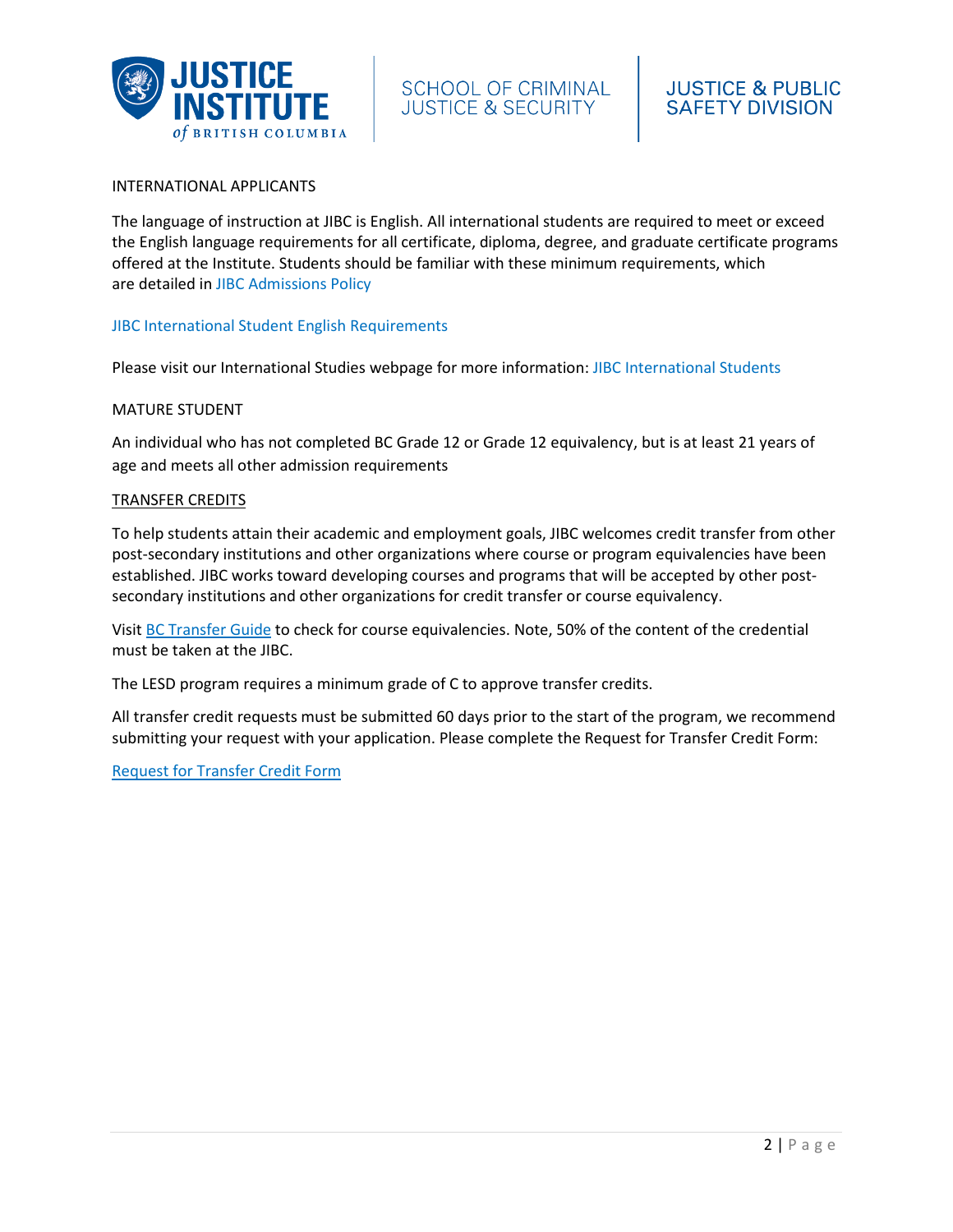## INTERNATIONAL APPLICANTS

The language of instruction at JIBC is English. All international students are required to meet or exceed the English language requirements for all certificate, diploma, degree, and graduate certificate programs offered at the Institute. Students should be familiar with these minimum requirements, which are detailed in JIBC Admissions Policy

JIBC International Student English Requirements

Please visit our International Studies webpage for more information: JIBC International Students

## MATURE STUDENT

An individual who has not completed BC Grade 12 or Grade 12 equivalency, but is at least 21 years of age and meets all other admission requirements

## TRANSFER CREDITS

To help students attain their academic and employment goals, JIBC welcomes credit transfer from other post-secondary institutions and other organizations where course or program equivalencies have been established. JIBC works toward developing courses and programs that will be accepted by other post-secondary institutions and other organizations for credit transfer or course equivalency.

Visit BC Transfer Guide to check for course equivalencies. Note, 50% of the content of the credential must be taken at the JIBC.

The LESD program requires a minimum grade of C to approve transfer credits.

All transfer credit requests must be submitted 60 days prior to the start of the program, we recommend submitting your request with your application. Please complete the Request for Transfer Credit Form:

Request for Transfer Credit Form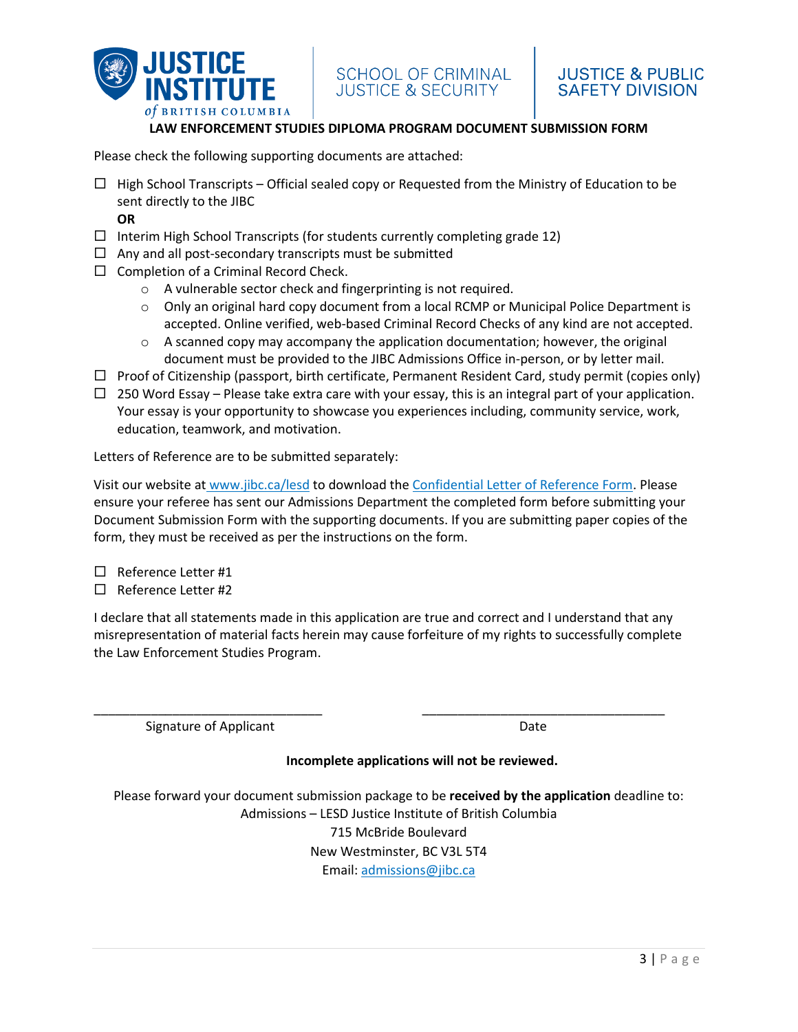**LAW ENFORCEMENT STUDIES DIPLOMA PROGRAM DOCUMENT SUBMISSION FORM**

Please check the following supporting documents are attached:

- ☐ High School Transcripts – Official sealed copy or Requested from the Ministry of Education to be sent directly to the JIBC
  **OR**
- ☐ Interim High School Transcripts (for students currently completing grade 12)
- ☐ Any and all post-secondary transcripts must be submitted
- ☐ Completion of a Criminal Record Check.
  - A vulnerable sector check and fingerprinting is not required.
  - Only an original hard copy document from a local RCMP or Municipal Police Department is accepted. Online verified, web-based Criminal Record Checks of any kind are not accepted.
  - A scanned copy may accompany the application documentation; however, the original document must be provided to the JIBC Admissions Office in-person, or by letter mail.
- ☐ Proof of Citizenship (passport, birth certificate, Permanent Resident Card, study permit (copies only)
- ☐ 250 Word Essay – Please take extra care with your essay, this is an integral part of your application. Your essay is your opportunity to showcase you experiences including, community service, work, education, teamwork, and motivation.

Letters of Reference are to be submitted separately:

Visit our website at www.jibc.ca/lesd to download the Confidential Letter of Reference Form. Please ensure your referee has sent our Admissions Department the completed form before submitting your Document Submission Form with the supporting documents. If you are submitting paper copies of the form, they must be received as per the instructions on the form.

- ☐ Reference Letter #1
- ☐ Reference Letter #2

I declare that all statements made in this application are true and correct and I understand that any misrepresentation of material facts herein may cause forfeiture of my rights to successfully complete the Law Enforcement Studies Program.

\_\_\_\_\_\_\_\_\_\_\_\_\_\_\_\_\_\_\_\_\_\_\_\_\_\_\_\_\_\_\_\_ Signature of Applicant

\_\_\_\_\_\_\_\_\_\_\_\_\_\_\_\_\_\_\_\_\_\_\_\_\_\_\_\_\_\_\_\_ Date

**Incomplete applications will not be reviewed.**

Please forward your document submission package to be **received by the application** deadline to:
Admissions – LESD Justice Institute of British Columbia
715 McBride Boulevard
New Westminster, BC V3L 5T4
Email: admissions@jibc.ca